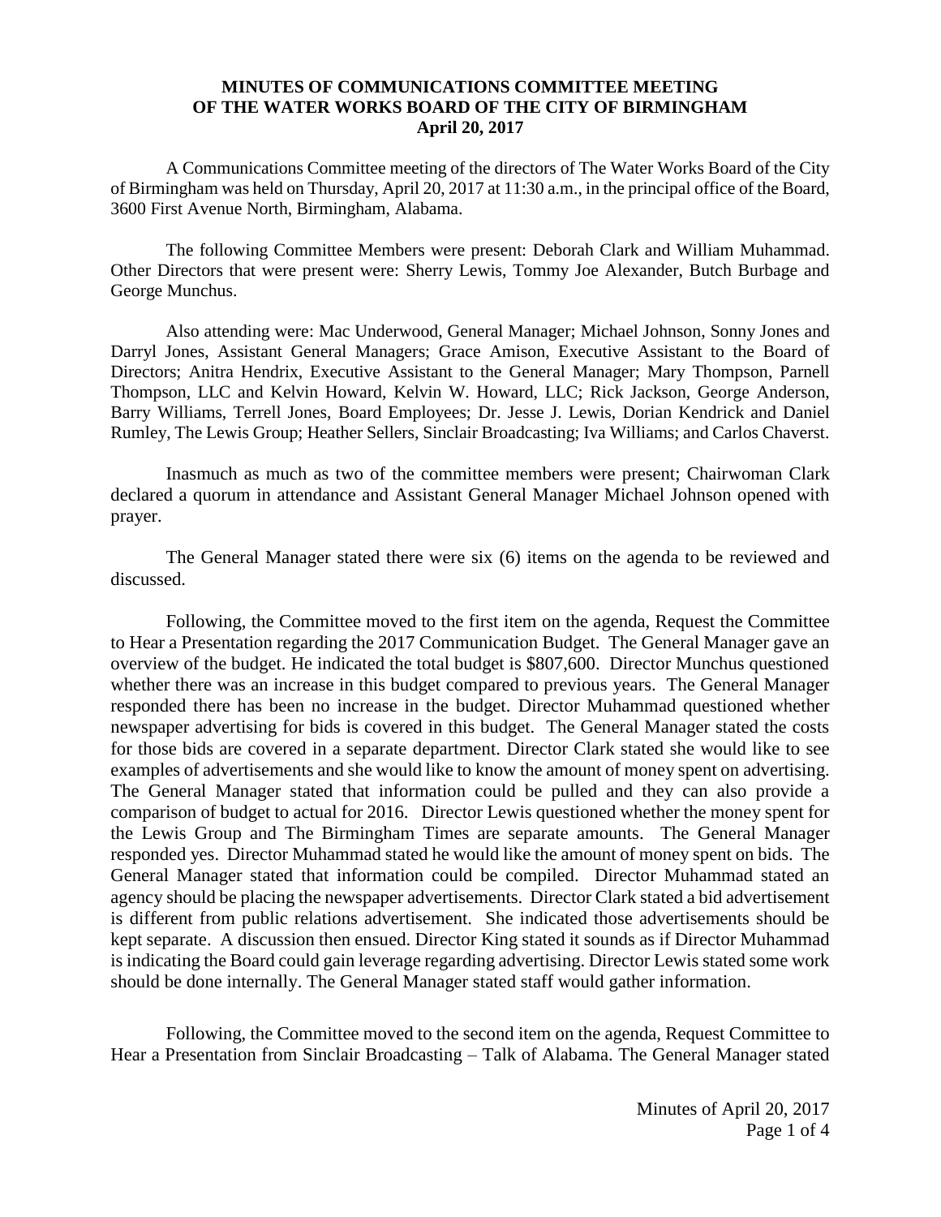**MINUTES OF COMMUNICATIONS COMMITTEE MEETING**
**OF THE WATER WORKS BOARD OF THE CITY OF BIRMINGHAM**
**April 20, 2017**

A Communications Committee meeting of the directors of The Water Works Board of the City of Birmingham was held on Thursday, April 20, 2017 at 11:30 a.m., in the principal office of the Board, 3600 First Avenue North, Birmingham, Alabama.

The following Committee Members were present: Deborah Clark and William Muhammad. Other Directors that were present were: Sherry Lewis, Tommy Joe Alexander, Butch Burbage and George Munchus.

Also attending were: Mac Underwood, General Manager; Michael Johnson, Sonny Jones and Darryl Jones, Assistant General Managers; Grace Amison, Executive Assistant to the Board of Directors; Anitra Hendrix, Executive Assistant to the General Manager; Mary Thompson, Parnell Thompson, LLC and Kelvin Howard, Kelvin W. Howard, LLC; Rick Jackson, George Anderson, Barry Williams, Terrell Jones, Board Employees; Dr. Jesse J. Lewis, Dorian Kendrick and Daniel Rumley, The Lewis Group; Heather Sellers, Sinclair Broadcasting; Iva Williams; and Carlos Chaverst.

Inasmuch as much as two of the committee members were present; Chairwoman Clark declared a quorum in attendance and Assistant General Manager Michael Johnson opened with prayer.

The General Manager stated there were six (6) items on the agenda to be reviewed and discussed.

Following, the Committee moved to the first item on the agenda, Request the Committee to Hear a Presentation regarding the 2017 Communication Budget. The General Manager gave an overview of the budget. He indicated the total budget is \$807,600. Director Munchus questioned whether there was an increase in this budget compared to previous years. The General Manager responded there has been no increase in the budget. Director Muhammad questioned whether newspaper advertising for bids is covered in this budget. The General Manager stated the costs for those bids are covered in a separate department. Director Clark stated she would like to see examples of advertisements and she would like to know the amount of money spent on advertising. The General Manager stated that information could be pulled and they can also provide a comparison of budget to actual for 2016. Director Lewis questioned whether the money spent for the Lewis Group and The Birmingham Times are separate amounts. The General Manager responded yes. Director Muhammad stated he would like the amount of money spent on bids. The General Manager stated that information could be compiled. Director Muhammad stated an agency should be placing the newspaper advertisements. Director Clark stated a bid advertisement is different from public relations advertisement. She indicated those advertisements should be kept separate. A discussion then ensued. Director King stated it sounds as if Director Muhammad is indicating the Board could gain leverage regarding advertising. Director Lewis stated some work should be done internally. The General Manager stated staff would gather information.

Following, the Committee moved to the second item on the agenda, Request Committee to Hear a Presentation from Sinclair Broadcasting – Talk of Alabama. The General Manager stated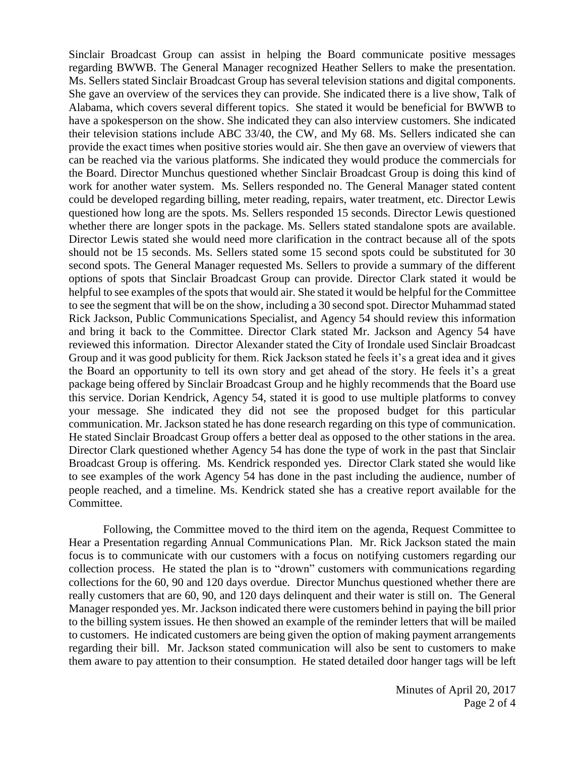Sinclair Broadcast Group can assist in helping the Board communicate positive messages regarding BWWB. The General Manager recognized Heather Sellers to make the presentation. Ms. Sellers stated Sinclair Broadcast Group has several television stations and digital components. She gave an overview of the services they can provide. She indicated there is a live show, Talk of Alabama, which covers several different topics. She stated it would be beneficial for BWWB to have a spokesperson on the show. She indicated they can also interview customers. She indicated their television stations include ABC 33/40, the CW, and My 68. Ms. Sellers indicated she can provide the exact times when positive stories would air. She then gave an overview of viewers that can be reached via the various platforms. She indicated they would produce the commercials for the Board. Director Munchus questioned whether Sinclair Broadcast Group is doing this kind of work for another water system. Ms. Sellers responded no. The General Manager stated content could be developed regarding billing, meter reading, repairs, water treatment, etc. Director Lewis questioned how long are the spots. Ms. Sellers responded 15 seconds. Director Lewis questioned whether there are longer spots in the package. Ms. Sellers stated standalone spots are available. Director Lewis stated she would need more clarification in the contract because all of the spots should not be 15 seconds. Ms. Sellers stated some 15 second spots could be substituted for 30 second spots. The General Manager requested Ms. Sellers to provide a summary of the different options of spots that Sinclair Broadcast Group can provide. Director Clark stated it would be helpful to see examples of the spots that would air. She stated it would be helpful for the Committee to see the segment that will be on the show, including a 30 second spot. Director Muhammad stated Rick Jackson, Public Communications Specialist, and Agency 54 should review this information and bring it back to the Committee. Director Clark stated Mr. Jackson and Agency 54 have reviewed this information. Director Alexander stated the City of Irondale used Sinclair Broadcast Group and it was good publicity for them. Rick Jackson stated he feels it's a great idea and it gives the Board an opportunity to tell its own story and get ahead of the story. He feels it's a great package being offered by Sinclair Broadcast Group and he highly recommends that the Board use this service. Dorian Kendrick, Agency 54, stated it is good to use multiple platforms to convey your message. She indicated they did not see the proposed budget for this particular communication. Mr. Jackson stated he has done research regarding on this type of communication. He stated Sinclair Broadcast Group offers a better deal as opposed to the other stations in the area. Director Clark questioned whether Agency 54 has done the type of work in the past that Sinclair Broadcast Group is offering. Ms. Kendrick responded yes. Director Clark stated she would like to see examples of the work Agency 54 has done in the past including the audience, number of people reached, and a timeline. Ms. Kendrick stated she has a creative report available for the Committee.

Following, the Committee moved to the third item on the agenda, Request Committee to Hear a Presentation regarding Annual Communications Plan. Mr. Rick Jackson stated the main focus is to communicate with our customers with a focus on notifying customers regarding our collection process. He stated the plan is to "drown" customers with communications regarding collections for the 60, 90 and 120 days overdue. Director Munchus questioned whether there are really customers that are 60, 90, and 120 days delinquent and their water is still on. The General Manager responded yes. Mr. Jackson indicated there were customers behind in paying the bill prior to the billing system issues. He then showed an example of the reminder letters that will be mailed to customers. He indicated customers are being given the option of making payment arrangements regarding their bill. Mr. Jackson stated communication will also be sent to customers to make them aware to pay attention to their consumption. He stated detailed door hanger tags will be left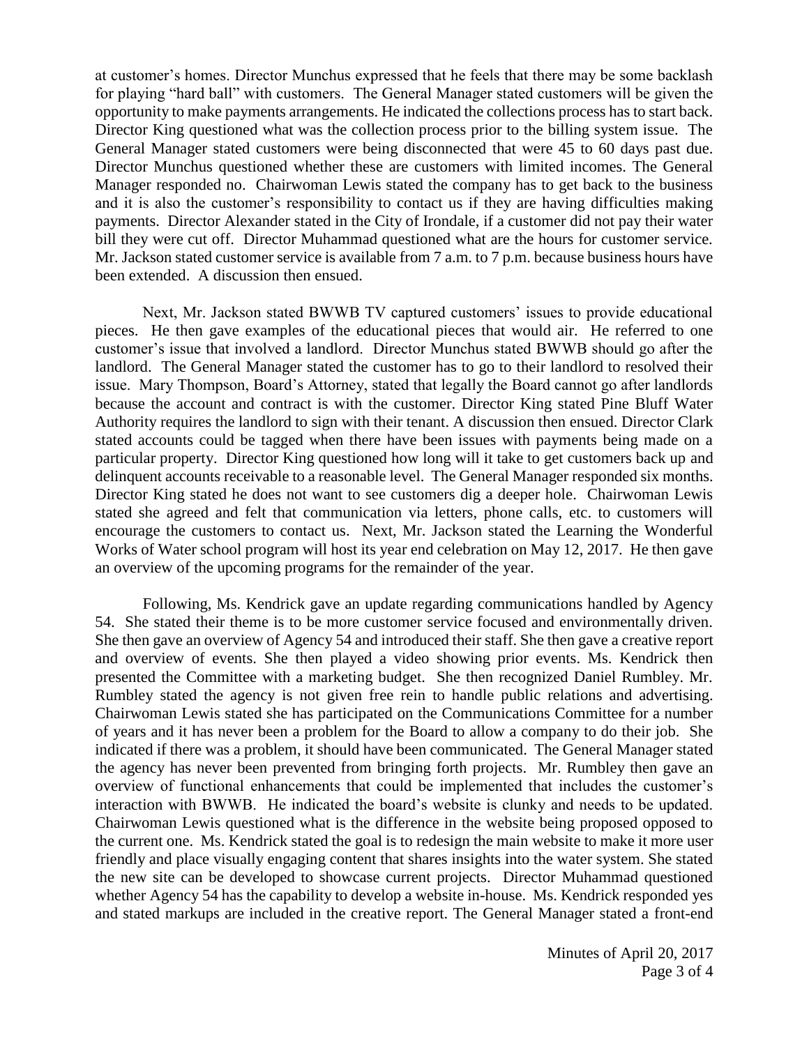at customer's homes. Director Munchus expressed that he feels that there may be some backlash for playing "hard ball" with customers. The General Manager stated customers will be given the opportunity to make payments arrangements. He indicated the collections process has to start back. Director King questioned what was the collection process prior to the billing system issue. The General Manager stated customers were being disconnected that were 45 to 60 days past due. Director Munchus questioned whether these are customers with limited incomes. The General Manager responded no. Chairwoman Lewis stated the company has to get back to the business and it is also the customer's responsibility to contact us if they are having difficulties making payments. Director Alexander stated in the City of Irondale, if a customer did not pay their water bill they were cut off. Director Muhammad questioned what are the hours for customer service. Mr. Jackson stated customer service is available from 7 a.m. to 7 p.m. because business hours have been extended. A discussion then ensued.

Next, Mr. Jackson stated BWWB TV captured customers' issues to provide educational pieces. He then gave examples of the educational pieces that would air. He referred to one customer's issue that involved a landlord. Director Munchus stated BWWB should go after the landlord. The General Manager stated the customer has to go to their landlord to resolved their issue. Mary Thompson, Board's Attorney, stated that legally the Board cannot go after landlords because the account and contract is with the customer. Director King stated Pine Bluff Water Authority requires the landlord to sign with their tenant. A discussion then ensued. Director Clark stated accounts could be tagged when there have been issues with payments being made on a particular property. Director King questioned how long will it take to get customers back up and delinquent accounts receivable to a reasonable level. The General Manager responded six months. Director King stated he does not want to see customers dig a deeper hole. Chairwoman Lewis stated she agreed and felt that communication via letters, phone calls, etc. to customers will encourage the customers to contact us. Next, Mr. Jackson stated the Learning the Wonderful Works of Water school program will host its year end celebration on May 12, 2017. He then gave an overview of the upcoming programs for the remainder of the year.

Following, Ms. Kendrick gave an update regarding communications handled by Agency 54. She stated their theme is to be more customer service focused and environmentally driven. She then gave an overview of Agency 54 and introduced their staff. She then gave a creative report and overview of events. She then played a video showing prior events. Ms. Kendrick then presented the Committee with a marketing budget. She then recognized Daniel Rumbley. Mr. Rumbley stated the agency is not given free rein to handle public relations and advertising. Chairwoman Lewis stated she has participated on the Communications Committee for a number of years and it has never been a problem for the Board to allow a company to do their job. She indicated if there was a problem, it should have been communicated. The General Manager stated the agency has never been prevented from bringing forth projects. Mr. Rumbley then gave an overview of functional enhancements that could be implemented that includes the customer's interaction with BWWB. He indicated the board's website is clunky and needs to be updated. Chairwoman Lewis questioned what is the difference in the website being proposed opposed to the current one. Ms. Kendrick stated the goal is to redesign the main website to make it more user friendly and place visually engaging content that shares insights into the water system. She stated the new site can be developed to showcase current projects. Director Muhammad questioned whether Agency 54 has the capability to develop a website in-house. Ms. Kendrick responded yes and stated markups are included in the creative report. The General Manager stated a front-end

Minutes of April 20, 2017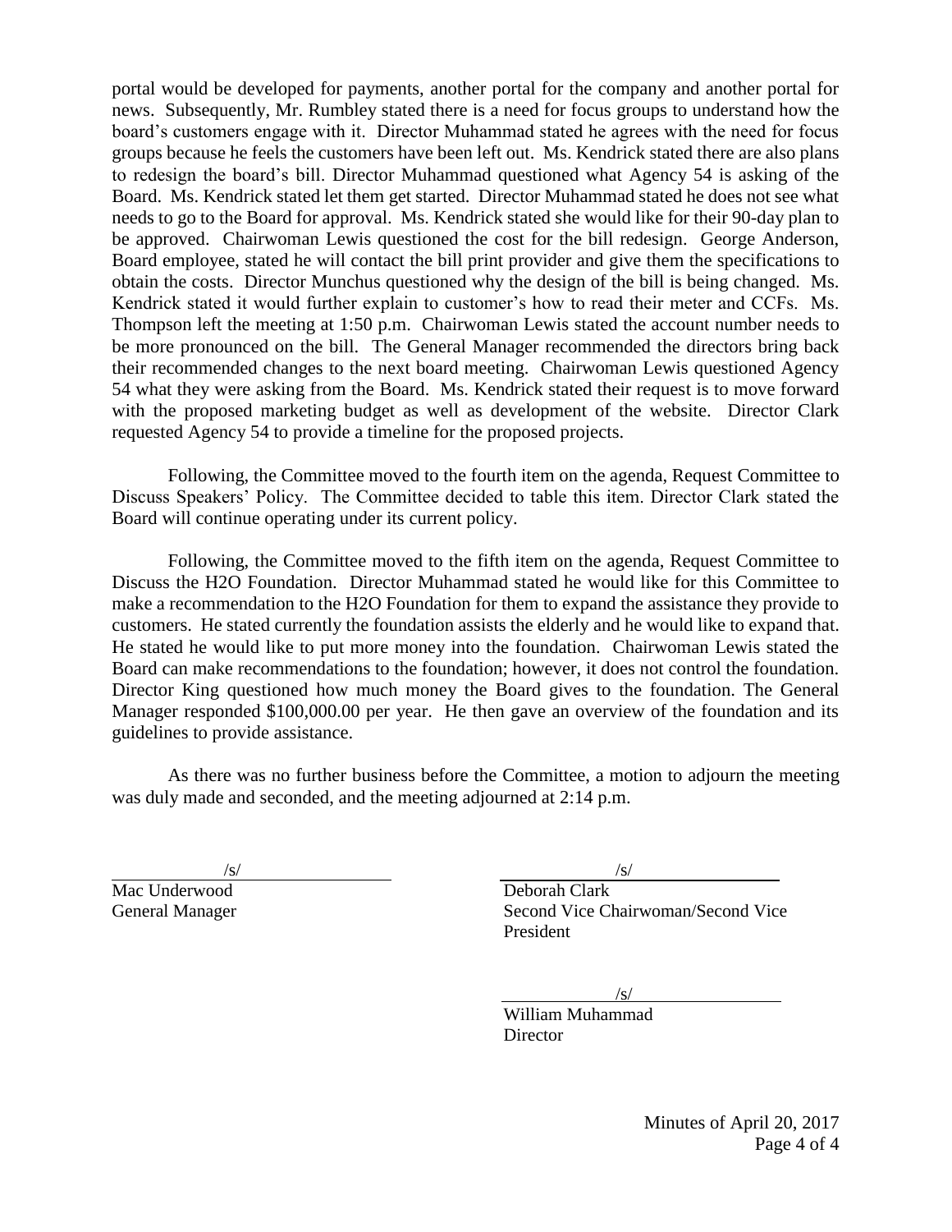portal would be developed for payments, another portal for the company and another portal for news. Subsequently, Mr. Rumbley stated there is a need for focus groups to understand how the board's customers engage with it. Director Muhammad stated he agrees with the need for focus groups because he feels the customers have been left out. Ms. Kendrick stated there are also plans to redesign the board's bill. Director Muhammad questioned what Agency 54 is asking of the Board. Ms. Kendrick stated let them get started. Director Muhammad stated he does not see what needs to go to the Board for approval. Ms. Kendrick stated she would like for their 90-day plan to be approved. Chairwoman Lewis questioned the cost for the bill redesign. George Anderson, Board employee, stated he will contact the bill print provider and give them the specifications to obtain the costs. Director Munchus questioned why the design of the bill is being changed. Ms. Kendrick stated it would further explain to customer's how to read their meter and CCFs. Ms. Thompson left the meeting at 1:50 p.m. Chairwoman Lewis stated the account number needs to be more pronounced on the bill. The General Manager recommended the directors bring back their recommended changes to the next board meeting. Chairwoman Lewis questioned Agency 54 what they were asking from the Board. Ms. Kendrick stated their request is to move forward with the proposed marketing budget as well as development of the website. Director Clark requested Agency 54 to provide a timeline for the proposed projects.

Following, the Committee moved to the fourth item on the agenda, Request Committee to Discuss Speakers' Policy. The Committee decided to table this item. Director Clark stated the Board will continue operating under its current policy.

Following, the Committee moved to the fifth item on the agenda, Request Committee to Discuss the H2O Foundation. Director Muhammad stated he would like for this Committee to make a recommendation to the H2O Foundation for them to expand the assistance they provide to customers. He stated currently the foundation assists the elderly and he would like to expand that. He stated he would like to put more money into the foundation. Chairwoman Lewis stated the Board can make recommendations to the foundation; however, it does not control the foundation. Director King questioned how much money the Board gives to the foundation. The General Manager responded $100,000.00 per year. He then gave an overview of the foundation and its guidelines to provide assistance.

As there was no further business before the Committee, a motion to adjourn the meeting was duly made and seconded, and the meeting adjourned at 2:14 p.m.

/s/
Mac Underwood
General Manager

/s/
Deborah Clark
Second Vice Chairwoman/Second Vice President

/s/
William Muhammad
Director

Minutes of April 20, 2017